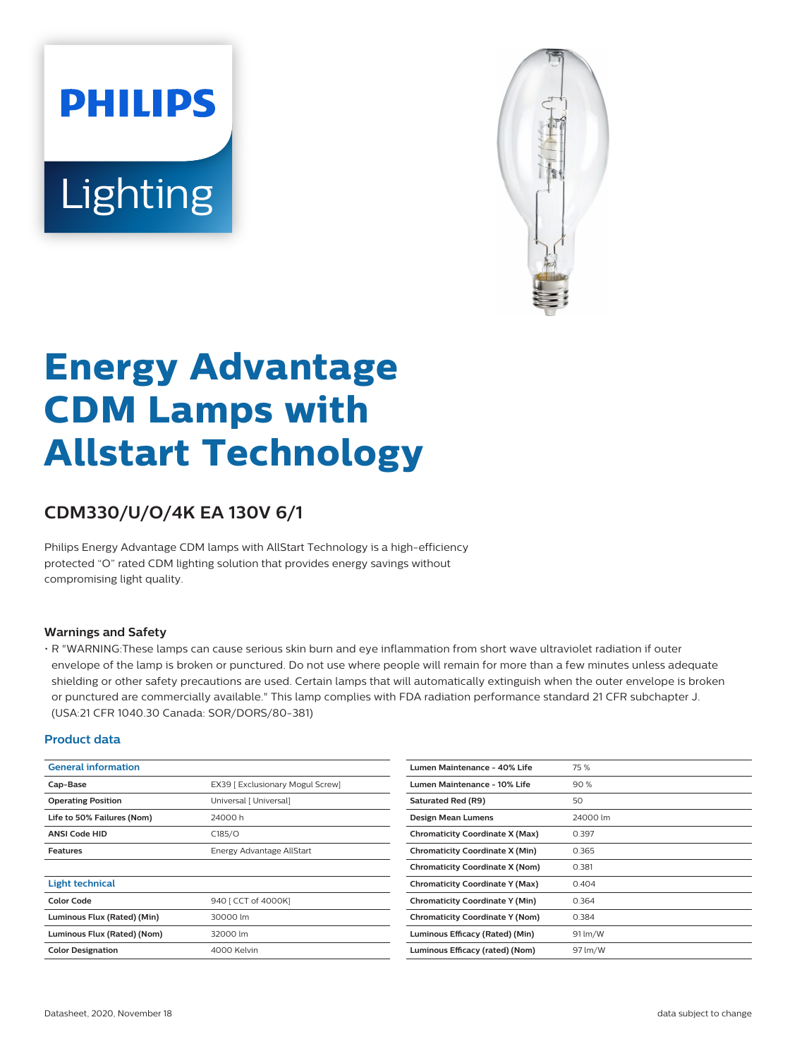# Energy Advantage CDM Lamps with Allstart Technology

## CDM330/U/O/4K EA 130V 6/1

Philips Energy Advantage CDM lamps with AllStart Technology is a high-efficiency protected "O" rated CDM lighting solution that provides energy savings without compromising light quality.

### Warnings and Safety

- R "WARNING:These lamps can cause serious skin burn and eye inflammation from short wave ultraviolet radiation if outer envelope of the lamp is broken or punctured. Do not use where people will remain for more than a few minutes unless adequate shielding or other safety precautions are used. Certain lamps that will automatically extinguish when the outer envelope is broken or punctured are commercially available." This lamp complies with FDA radiation performance standard 21 CFR subchapter J. (USA:21 CFR 1040.30 Canada: SOR/DORS/80-381)

### Product data

| General information | |
|---|---|
| Cap-Base | EX39 [ Exclusionary Mogul Screw] |
| Operating Position | Universal [ Universal] |
| Life to 50% Failures (Nom) | 24000 h |
| ANSI Code HID | C185/O |
| Features | Energy Advantage AllStart |

| Light technical | |
|---|---|
| Color Code | 940 [ CCT of 4000K] |
| Luminous Flux (Rated) (Min) | 30000 lm |
| Luminous Flux (Rated) (Nom) | 32000 lm |
| Color Designation | 4000 Kelvin |
| Lumen Maintenance - 40% Life | 75 % |
| Lumen Maintenance - 10% Life | 90 % |
| Saturated Red (R9) | 50 |
| Design Mean Lumens | 24000 lm |
| Chromaticity Coordinate X (Max) | 0.397 |
| Chromaticity Coordinate X (Min) | 0.365 |
| Chromaticity Coordinate X (Nom) | 0.381 |
| Chromaticity Coordinate Y (Max) | 0.404 |
| Chromaticity Coordinate Y (Min) | 0.364 |
| Chromaticity Coordinate Y (Nom) | 0.384 |
| Luminous Efficacy (Rated) (Min) | 91 lm/W |
| Luminous Efficacy (rated) (Nom) | 97 lm/W |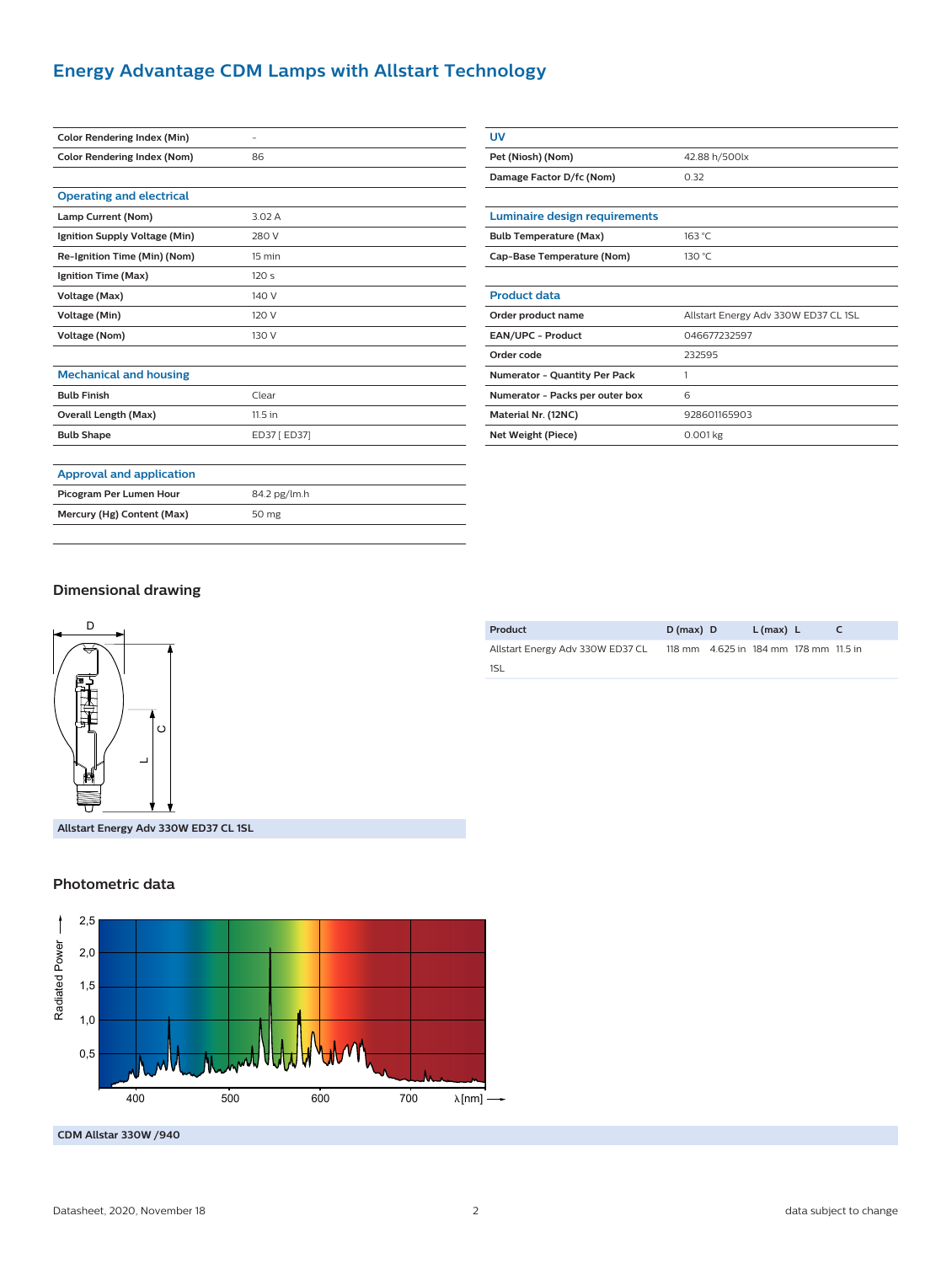# Energy Advantage CDM Lamps with Allstart Technology

| | |
|---|---|
| Color Rendering Index (Min) | - |
| Color Rendering Index (Nom) | 86 |

### Operating and electrical

| | |
|---|---|
| Lamp Current (Nom) | 3.02 A |
| Ignition Supply Voltage (Min) | 280 V |
| Re-Ignition Time (Min) (Nom) | 15 min |
| Ignition Time (Max) | 120 s |
| Voltage (Max) | 140 V |
| Voltage (Min) | 120 V |
| Voltage (Nom) | 130 V |

### Mechanical and housing

| | |
|---|---|
| Bulb Finish | Clear |
| Overall Length (Max) | 11.5 in |
| Bulb Shape | ED37 [ ED37] |

### Approval and application

| | |
|---|---|
| Picogram Per Lumen Hour | 84.2 pg/lm.h |
| Mercury (Hg) Content (Max) | 50 mg |

### UV

| | |
|---|---|
| Pet (Niosh) (Nom) | 42.88 h/500lx |
| Damage Factor D/fc (Nom) | 0.32 |

### Luminaire design requirements

| | |
|---|---|
| Bulb Temperature (Max) | 163 °C |
| Cap-Base Temperature (Nom) | 130 °C |

### Product data

| | |
|---|---|
| Order product name | Allstart Energy Adv 330W ED37 CL 1SL |
| EAN/UPC - Product | 046677232597 |
| Order code | 232595 |
| Numerator - Quantity Per Pack | 1 |
| Numerator - Packs per outer box | 6 |
| Material Nr. (12NC) | 928601165903 |
| Net Weight (Piece) | 0.001 kg |

## Dimensional drawing

Allstart Energy Adv 330W ED37 CL 1SL

| Product | D (max) | D | L (max) | L | C |
|---|---|---|---|---|---|
| Allstart Energy Adv 330W ED37 CL 1SL | 118 mm | 4.625 in | 184 mm | 178 mm | 11.5 in |

## Photometric data

CDM Allstar 330W /940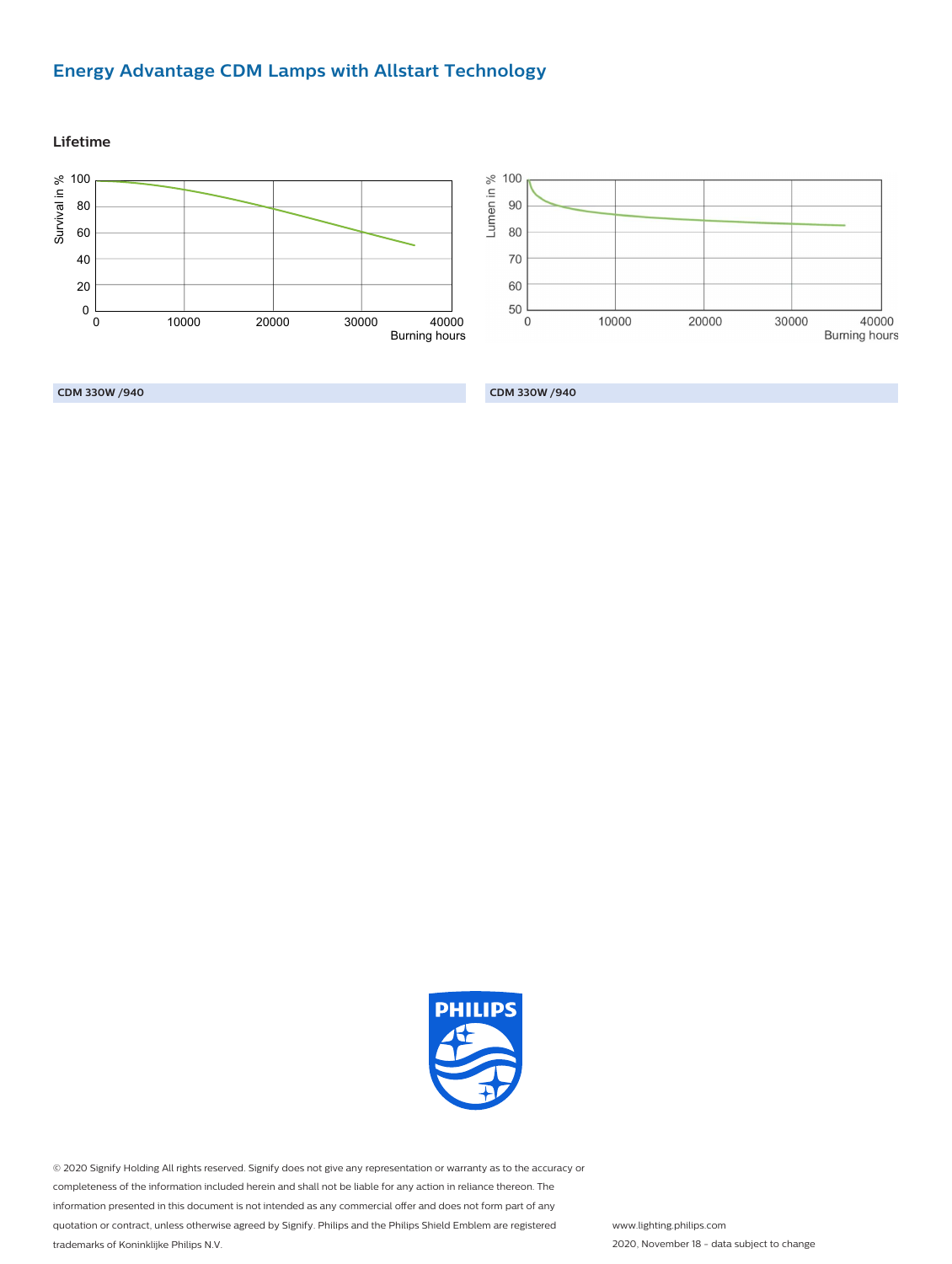## Energy Advantage CDM Lamps with Allstart Technology

### Lifetime

Survival in %
100
80
60
40
20
0
0
10000
20000
30000
40000
Burning hours

Lumen in %
100
90
80
70
60
50
0
10000
20000
30000
40000
Burning hours

**CDM 330W /940**

**CDM 330W /940**

© 2020 Signify Holding All rights reserved. Signify does not give any representation or warranty as to the accuracy or completeness of the information included herein and shall not be liable for any action in reliance thereon. The information presented in this document is not intended as any commercial offer and does not form part of any quotation or contract, unless otherwise agreed by Signify. Philips and the Philips Shield Emblem are registered trademarks of Koninklijke Philips N.V.

www.lighting.philips.com

2020, November 18 - data subject to change